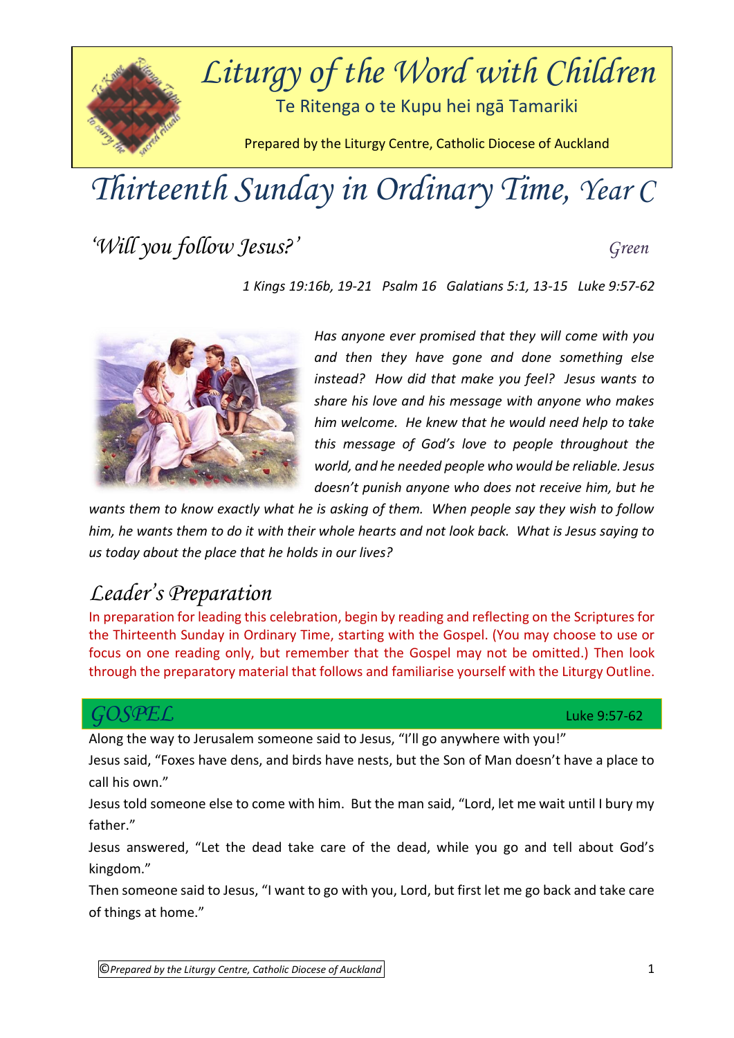# Liturgy of the Word with Children

Te Ritenga o te Kupu hei ngā Tamariki

Prepared by the Liturgy Centre, Catholic Diocese of Auckland

# Thirteenth Sunday in Ordinary Time, Year C

## ‘Will you follow Jesus?’

Green

*1 Kings 19:16b, 19-21 Psalm 16 Galatians 5:1, 13-15 Luke 9:57-62*

*Has anyone ever promised that they will come with you and then they have gone and done something else instead? How did that make you feel? Jesus wants to share his love and his message with anyone who makes him welcome. He knew that he would need help to take this message of God’s love to people throughout the world, and he needed people who would be reliable. Jesus doesn’t punish anyone who does not receive him, but he wants them to know exactly what he is asking of them. When people say they wish to follow him, he wants them to do it with their whole hearts and not look back. What is Jesus saying to us today about the place that he holds in our lives?*

## Leader’s Preparation

In preparation for leading this celebration, begin by reading and reflecting on the Scriptures for the Thirteenth Sunday in Ordinary Time, starting with the Gospel. (You may choose to use or focus on one reading only, but remember that the Gospel may not be omitted.) Then look through the preparatory material that follows and familiarise yourself with the Liturgy Outline.

## GOSPEL

Luke 9:57-62

Along the way to Jerusalem someone said to Jesus, “I’ll go anywhere with you!”

Jesus said, “Foxes have dens, and birds have nests, but the Son of Man doesn’t have a place to call his own.”

Jesus told someone else to come with him. But the man said, “Lord, let me wait until I bury my father.”

Jesus answered, “Let the dead take care of the dead, while you go and tell about God’s kingdom.”

Then someone said to Jesus, “I want to go with you, Lord, but first let me go back and take care of things at home.”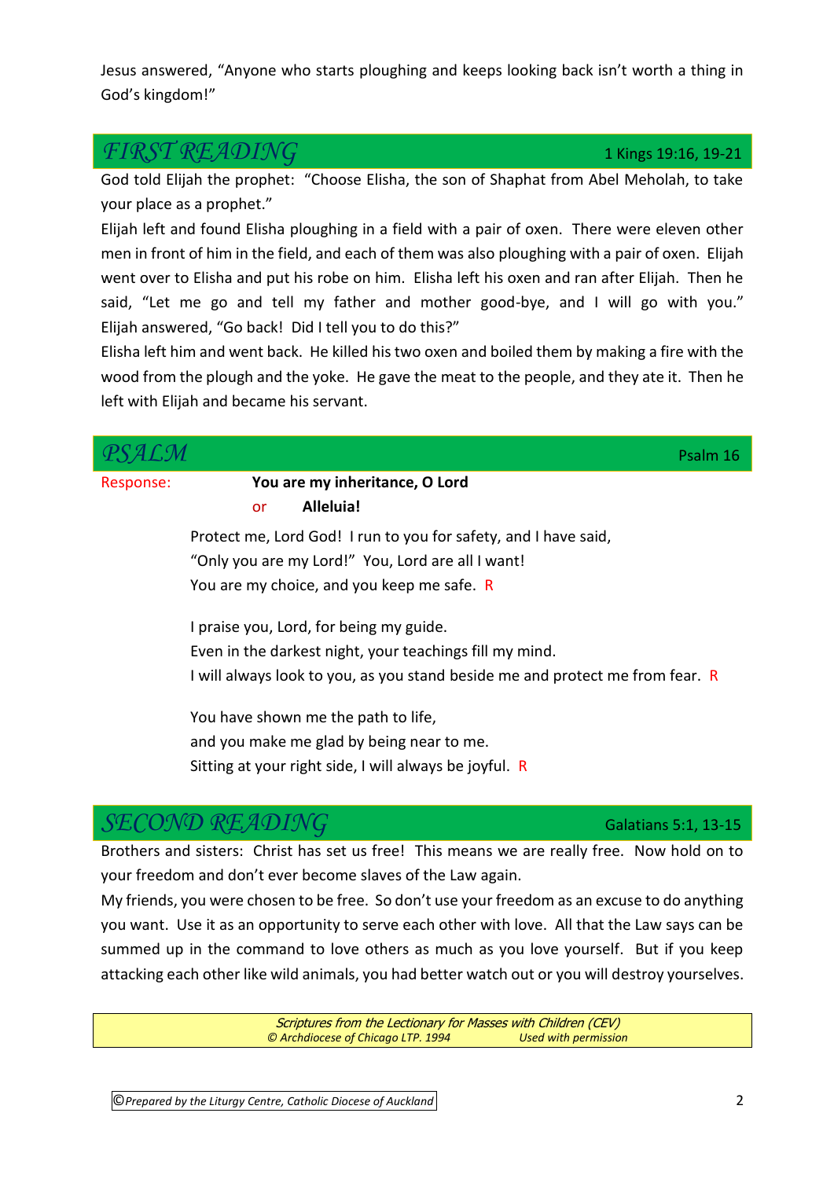Jesus answered, "Anyone who starts ploughing and keeps looking back isn't worth a thing in God's kingdom!"

## *FIRST READING* 1 Kings 19:16, 19-21

God told Elijah the prophet: "Choose Elisha, the son of Shaphat from Abel Meholah, to take your place as a prophet."

Elijah left and found Elisha ploughing in a field with a pair of oxen. There were eleven other men in front of him in the field, and each of them was also ploughing with a pair of oxen. Elijah went over to Elisha and put his robe on him. Elisha left his oxen and ran after Elijah. Then he said, "Let me go and tell my father and mother good-bye, and I will go with you." Elijah answered, "Go back! Did I tell you to do this?"

Elisha left him and went back. He killed his two oxen and boiled them by making a fire with the wood from the plough and the yoke. He gave the meat to the people, and they ate it. Then he left with Elijah and became his servant.

## *PSALM* Psalm 16

Response: **You are my inheritance, O Lord**
or **Alleluia!**

Protect me, Lord God! I run to you for safety, and I have said,
"Only you are my Lord!" You, Lord are all I want!
You are my choice, and you keep me safe. R

I praise you, Lord, for being my guide.
Even in the darkest night, your teachings fill my mind.
I will always look to you, as you stand beside me and protect me from fear. R

You have shown me the path to life,
and you make me glad by being near to me.
Sitting at your right side, I will always be joyful. R

## *SECOND READING* Galatians 5:1, 13-15

Brothers and sisters: Christ has set us free! This means we are really free. Now hold on to your freedom and don't ever become slaves of the Law again.

My friends, you were chosen to be free. So don't use your freedom as an excuse to do anything you want. Use it as an opportunity to serve each other with love. All that the Law says can be summed up in the command to love others as much as you love yourself. But if you keep attacking each other like wild animals, you had better watch out or you will destroy yourselves.

*Scriptures from the Lectionary for Masses with Children (CEV)*
*© Archdiocese of Chicago LTP. 1994 Used with permission*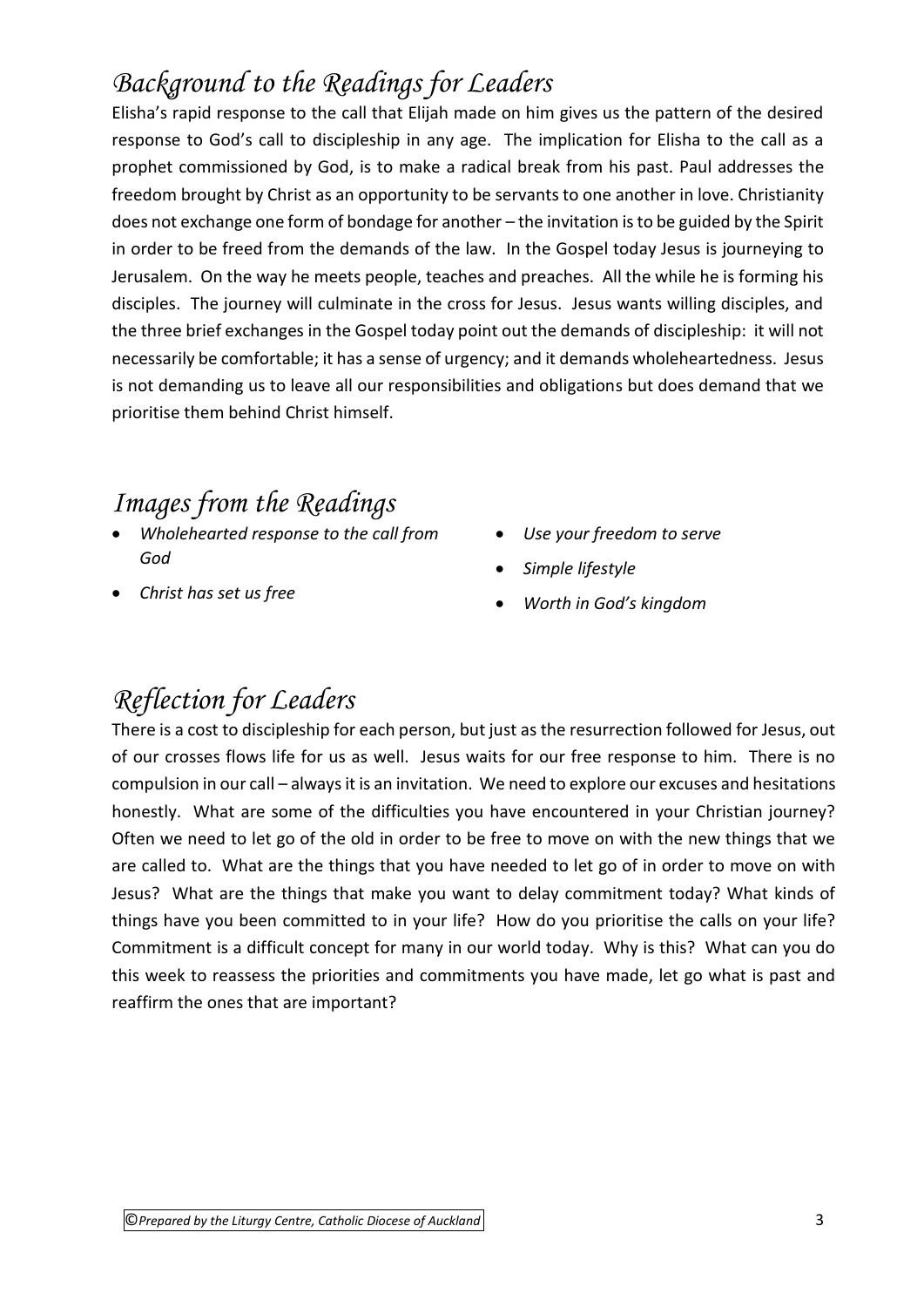## *Background to the Readings for Leaders*

Elisha's rapid response to the call that Elijah made on him gives us the pattern of the desired response to God's call to discipleship in any age. The implication for Elisha to the call as a prophet commissioned by God, is to make a radical break from his past. Paul addresses the freedom brought by Christ as an opportunity to be servants to one another in love. Christianity does not exchange one form of bondage for another – the invitation is to be guided by the Spirit in order to be freed from the demands of the law. In the Gospel today Jesus is journeying to Jerusalem. On the way he meets people, teaches and preaches. All the while he is forming his disciples. The journey will culminate in the cross for Jesus. Jesus wants willing disciples, and the three brief exchanges in the Gospel today point out the demands of discipleship: it will not necessarily be comfortable; it has a sense of urgency; and it demands wholeheartedness. Jesus is not demanding us to leave all our responsibilities and obligations but does demand that we prioritise them behind Christ himself.

## *Images from the Readings*

- *Wholehearted response to the call from God*
- *Christ has set us free*
- *Use your freedom to serve*
- *Simple lifestyle*
- *Worth in God's kingdom*

## *Reflection for Leaders*

There is a cost to discipleship for each person, but just as the resurrection followed for Jesus, out of our crosses flows life for us as well. Jesus waits for our free response to him. There is no compulsion in our call – always it is an invitation. We need to explore our excuses and hesitations honestly. What are some of the difficulties you have encountered in your Christian journey? Often we need to let go of the old in order to be free to move on with the new things that we are called to. What are the things that you have needed to let go of in order to move on with Jesus? What are the things that make you want to delay commitment today? What kinds of things have you been committed to in your life? How do you prioritise the calls on your life? Commitment is a difficult concept for many in our world today. Why is this? What can you do this week to reassess the priorities and commitments you have made, let go what is past and reaffirm the ones that are important?

*©Prepared by the Liturgy Centre, Catholic Diocese of Auckland*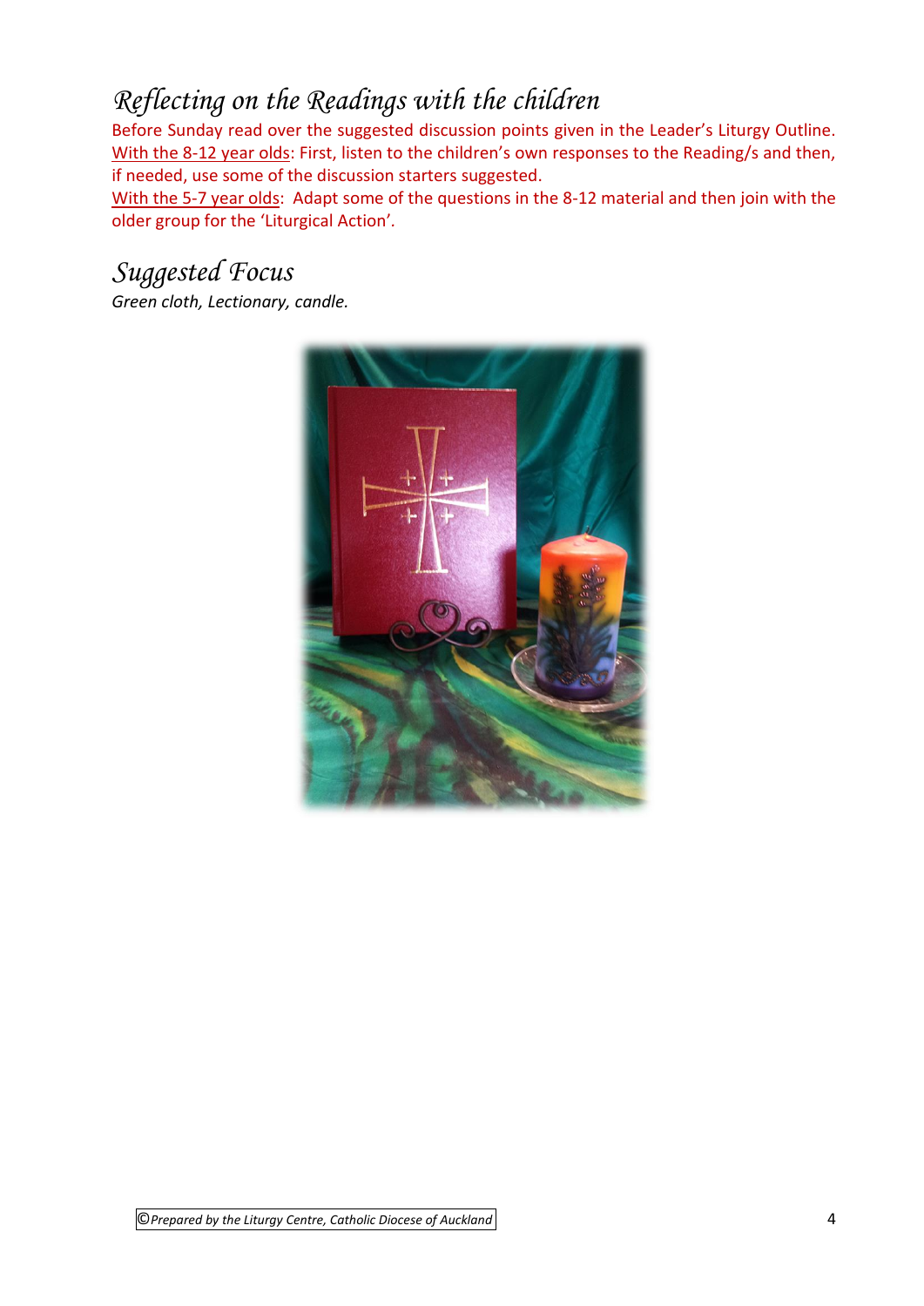## Reflecting on the Readings with the children

Before Sunday read over the suggested discussion points given in the Leader's Liturgy Outline.
With the 8-12 year olds: First, listen to the children's own responses to the Reading/s and then, if needed, use some of the discussion starters suggested.
With the 5-7 year olds: Adapt some of the questions in the 8-12 material and then join with the older group for the 'Liturgical Action'.

## Suggested Focus

*Green cloth, Lectionary, candle.*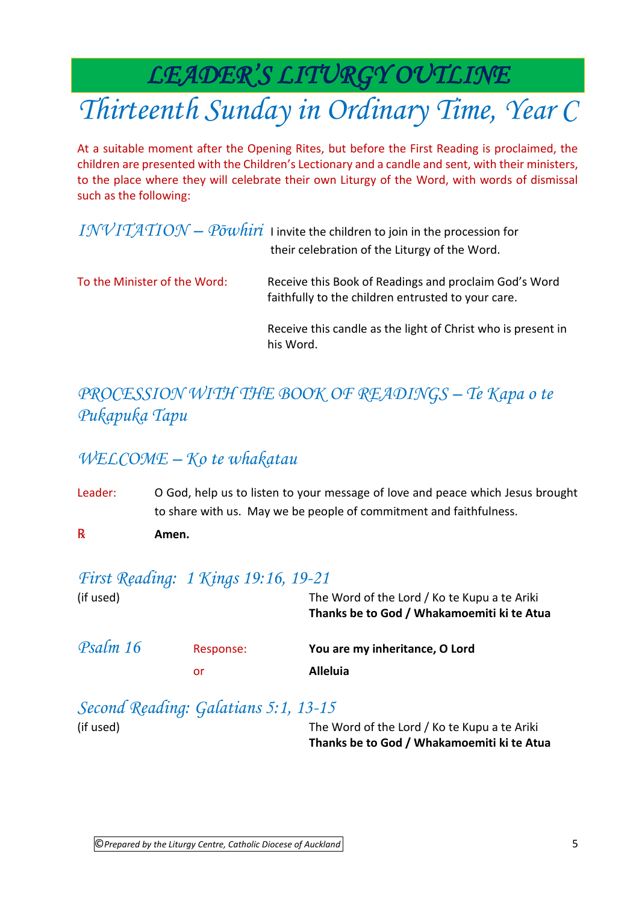# *LEADER'S LITURGY OUTLINE*

# *Thirteenth Sunday in Ordinary Time, Year C*

At a suitable moment after the Opening Rites, but before the First Reading is proclaimed, the children are presented with the Children's Lectionary and a candle and sent, with their ministers, to the place where they will celebrate their own Liturgy of the Word, with words of dismissal such as the following:

## *INVITATION – Pōwhiri*

I invite the children to join in the procession for their celebration of the Liturgy of the Word.

To the Minister of the Word: Receive this Book of Readings and proclaim God's Word faithfully to the children entrusted to your care.

Receive this candle as the light of Christ who is present in his Word.

## *PROCESSION WITH THE BOOK OF READINGS – Te Kapa o te Pukapuka Tapu*

## *WELCOME – Ko te whakatau*

Leader: O God, help us to listen to your message of love and peace which Jesus brought to share with us. May we be people of commitment and faithfulness.

℟ **Amen.**

## *First Reading: 1 Kings 19:16, 19-21*

(if used)

The Word of the Lord / Ko te Kupu a te Ariki
**Thanks be to God / Whakamoemiti ki te Atua**

## *Psalm 16*

Response: **You are my inheritance, O Lord**

or **Alleluia**

## *Second Reading: Galatians 5:1, 13-15*

(if used)

The Word of the Lord / Ko te Kupu a te Ariki
**Thanks be to God / Whakamoemiti ki te Atua**

*©Prepared by the Liturgy Centre, Catholic Diocese of Auckland*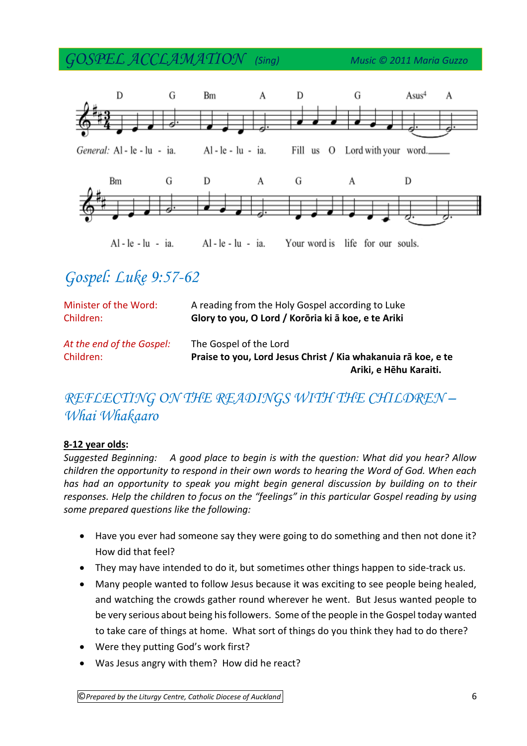## GOSPEL ACCLAMATION *(Sing)* *Music © 2011 Maria Guzzo*

D G Bm A D G Asus4 A

*General:* Al - le - lu - ia. Al - le - lu - ia. Fill us O Lord with your word.

Bm G D A G A D

Al - le - lu - ia. Al - le - lu - ia. Your word is life for our souls.

## Gospel: Luke 9:57-62

| | |
|---|---|
| Minister of the Word: | A reading from the Holy Gospel according to Luke |
| Children: | **Glory to you, O Lord / Korōria ki ā koe, e te Ariki** |
| *At the end of the Gospel:* | The Gospel of the Lord |
| Children: | **Praise to you, Lord Jesus Christ / Kia whakanuia rā koe, e te Ariki, e Hēhu Karaiti.** |

## REFLECTING ON THE READINGS WITH THE CHILDREN – Whai Whakaaro

**8-12 year olds:**

*Suggested Beginning: A good place to begin is with the question: What did you hear? Allow children the opportunity to respond in their own words to hearing the Word of God. When each has had an opportunity to speak you might begin general discussion by building on to their responses. Help the children to focus on the "feelings" in this particular Gospel reading by using some prepared questions like the following:*

- Have you ever had someone say they were going to do something and then not done it? How did that feel?
- They may have intended to do it, but sometimes other things happen to side-track us.
- Many people wanted to follow Jesus because it was exciting to see people being healed, and watching the crowds gather round wherever he went. But Jesus wanted people to be very serious about being his followers. Some of the people in the Gospel today wanted to take care of things at home. What sort of things do you think they had to do there?
- Were they putting God's work first?
- Was Jesus angry with them? How did he react?

©Prepared by the Liturgy Centre, Catholic Diocese of Auckland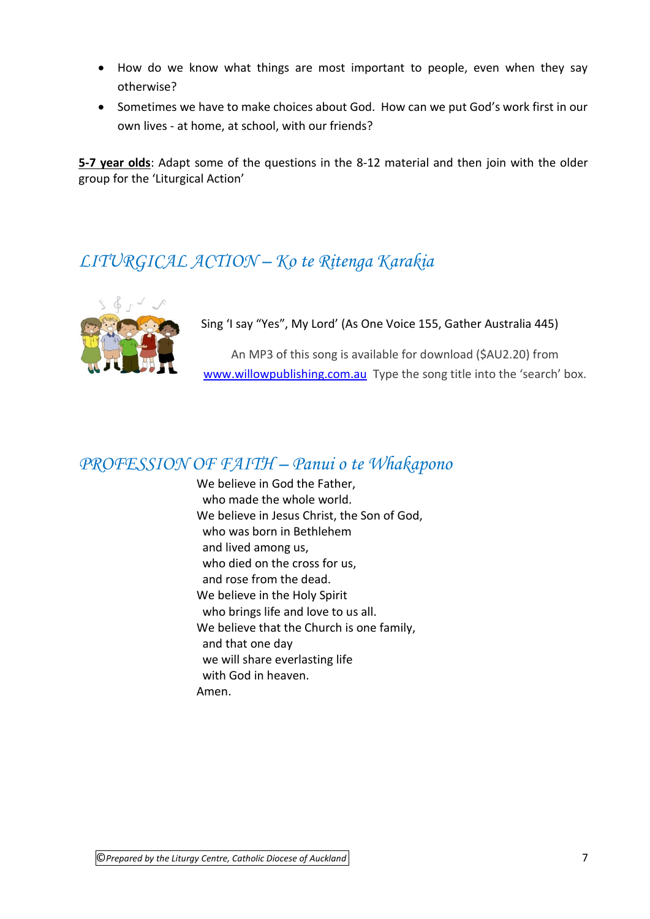- How do we know what things are most important to people, even when they say otherwise?
- Sometimes we have to make choices about God. How can we put God's work first in our own lives - at home, at school, with our friends?

**5-7 year olds**: Adapt some of the questions in the 8-12 material and then join with the older group for the 'Liturgical Action'

## *LITURGICAL ACTION – Ko te Ritenga Karakia*

Sing 'I say "Yes", My Lord' (As One Voice 155, Gather Australia 445)

An MP3 of this song is available for download ($AU2.20) from www.willowpublishing.com.au Type the song title into the 'search' box.

## *PROFESSION OF FAITH – Panui o te Whakapono*

We believe in God the Father,
who made the whole world.
We believe in Jesus Christ, the Son of God,
who was born in Bethlehem
and lived among us,
who died on the cross for us,
and rose from the dead.
We believe in the Holy Spirit
who brings life and love to us all.
We believe that the Church is one family,
and that one day
we will share everlasting life
with God in heaven.
Amen.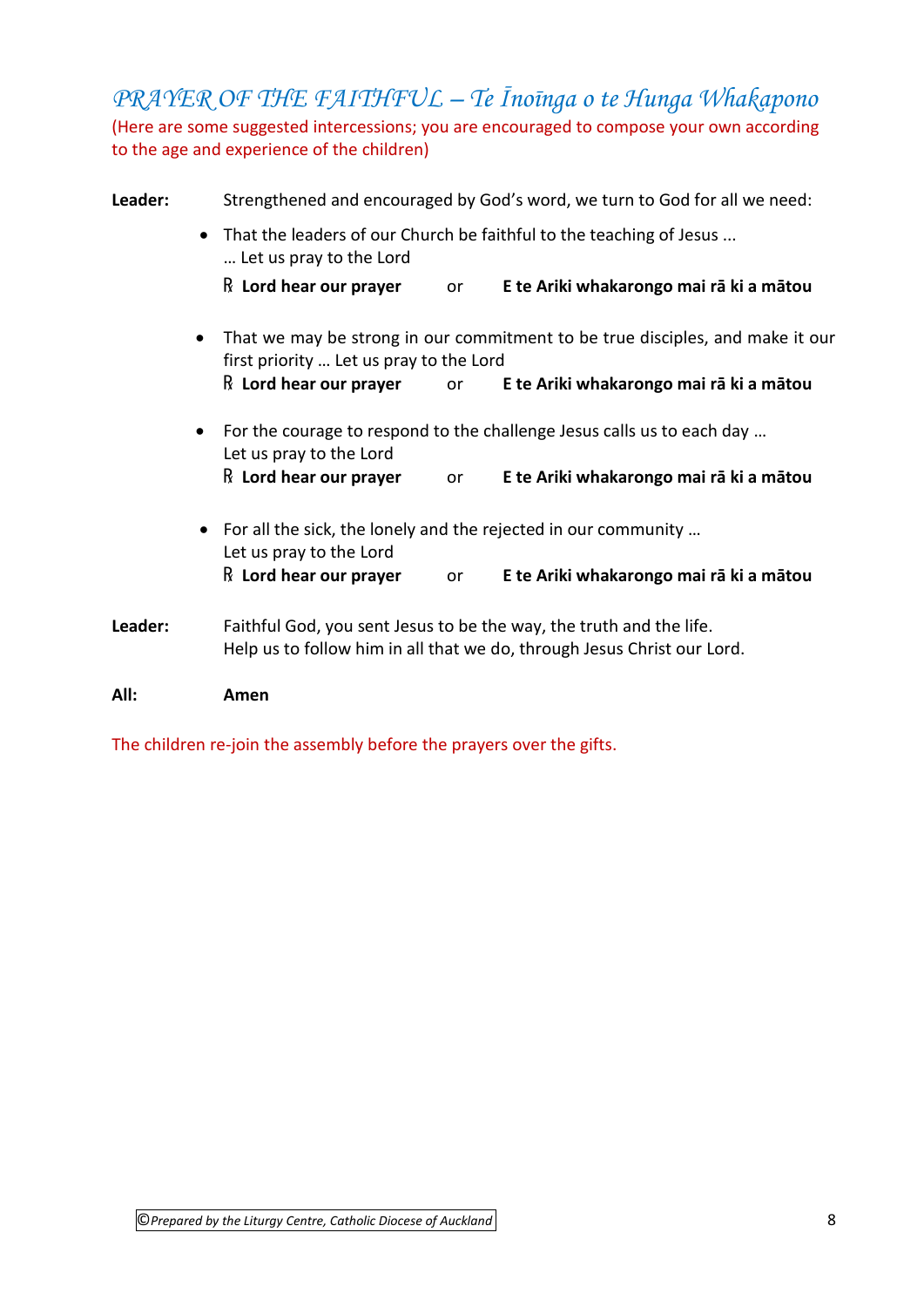## *PRAYER OF THE FAITHFUL – Te Īnoīnga o te Hunga Whakapono*

(Here are some suggested intercessions; you are encouraged to compose your own according to the age and experience of the children)

**Leader:** Strengthened and encouraged by God's word, we turn to God for all we need:

- That the leaders of our Church be faithful to the teaching of Jesus ...
  … Let us pray to the Lord
  ℟ **Lord hear our prayer** or **E te Ariki whakarongo mai rā ki a mātou**

- That we may be strong in our commitment to be true disciples, and make it our first priority … Let us pray to the Lord
  ℟ **Lord hear our prayer** or **E te Ariki whakarongo mai rā ki a mātou**

- For the courage to respond to the challenge Jesus calls us to each day …
  Let us pray to the Lord
  ℟ **Lord hear our prayer** or **E te Ariki whakarongo mai rā ki a mātou**

- For all the sick, the lonely and the rejected in our community …
  Let us pray to the Lord
  ℟ **Lord hear our prayer** or **E te Ariki whakarongo mai rā ki a mātou**

**Leader:** Faithful God, you sent Jesus to be the way, the truth and the life.
Help us to follow him in all that we do, through Jesus Christ our Lord.

**All:** **Amen**

The children re-join the assembly before the prayers over the gifts.

*©Prepared by the Liturgy Centre, Catholic Diocese of Auckland*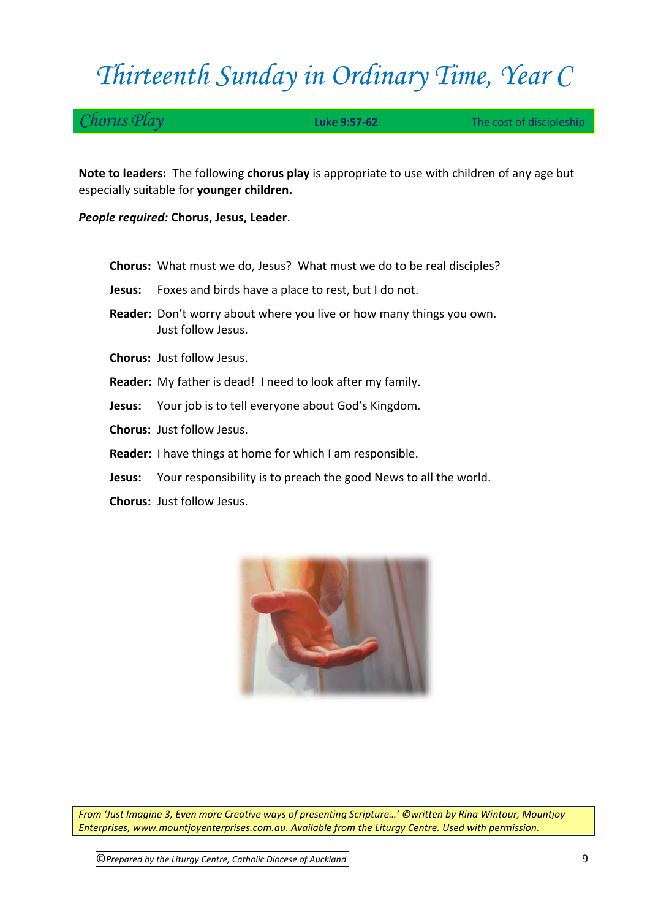# Thirteenth Sunday in Ordinary Time, Year C

*Chorus Play* **Luke 9:57-62** The cost of discipleship

**Note to leaders:** The following **chorus play** is appropriate to use with children of any age but especially suitable for **younger children.**

***People required:*** **Chorus, Jesus, Leader**.

**Chorus:** What must we do, Jesus? What must we do to be real disciples?

**Jesus:** Foxes and birds have a place to rest, but I do not.

**Reader:** Don't worry about where you live or how many things you own. Just follow Jesus.

**Chorus:** Just follow Jesus.

**Reader:** My father is dead! I need to look after my family.

**Jesus:** Your job is to tell everyone about God's Kingdom.

**Chorus:** Just follow Jesus.

**Reader:** I have things at home for which I am responsible.

**Jesus:** Your responsibility is to preach the good News to all the world.

**Chorus:** Just follow Jesus.

*From 'Just Imagine 3, Even more Creative ways of presenting Scripture…' ©written by Rina Wintour, Mountjoy Enterprises, www.mountjoyenterprises.com.au. Available from the Liturgy Centre. Used with permission.*

*©Prepared by the Liturgy Centre, Catholic Diocese of Auckland*